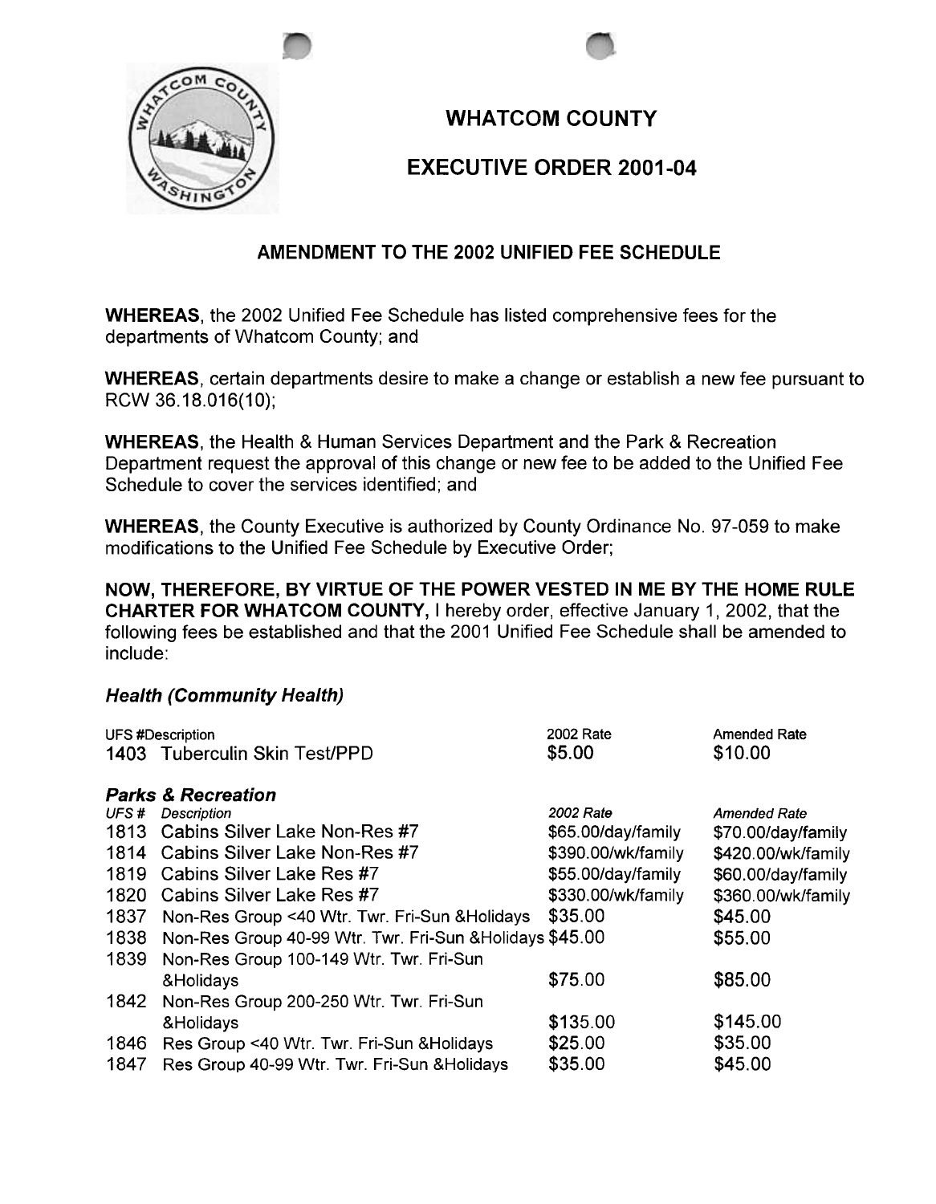# WHATCOM COUNTY

# EXECUTIVE ORDER 2001-04

## AMENDMENT TO THE 2002 UNIFIED FEE SCHEDULE

**WHEREAS**, the 2002 Unified Fee Schedule has listed comprehensive fees for the departments of Whatcom County; and

**WHEREAS**, certain departments desire to make a change or establish a new fee pursuant to RCW 36.18.016(10);

**WHEREAS**, the Health & Human Services Department and the Park & Recreation Department request the approval of this change or new fee to be added to the Unified Fee Schedule to cover the services identified; and

**WHEREAS**, the County Executive is authorized by County Ordinance No. 97-059 to make modifications to the Unified Fee Schedule by Executive Order;

**NOW, THEREFORE, BY VIRTUE OF THE POWER VESTED IN ME BY THE HOME RULE CHARTER FOR WHATCOM COUNTY,** I hereby order, effective January 1, 2002, that the following fees be established and that the 2001 Unified Fee Schedule shall be amended to include:

### *Health (Community Health)*

| UFS # | Description | 2002 Rate | Amended Rate |
|---|---|---|---|
| 1403 | Tuberculin Skin Test/PPD | $5.00 | $10.00 |

### *Parks & Recreation*

| *UFS #* | *Description* | *2002 Rate* | *Amended Rate* |
|---|---|---|---|
| 1813 | Cabins Silver Lake Non-Res #7 | $65.00/day/family | $70.00/day/family |
| 1814 | Cabins Silver Lake Non-Res #7 | $390.00/wk/family | $420.00/wk/family |
| 1819 | Cabins Silver Lake Res #7 | $55.00/day/family | $60.00/day/family |
| 1820 | Cabins Silver Lake Res #7 | $330.00/wk/family | $360.00/wk/family |
| 1837 | Non-Res Group <40 Wtr. Twr. Fri-Sun &Holidays | $35.00 | $45.00 |
| 1838 | Non-Res Group 40-99 Wtr. Twr. Fri-Sun &Holidays | $45.00 | $55.00 |
| 1839 | Non-Res Group 100-149 Wtr. Twr. Fri-Sun &Holidays | $75.00 | $85.00 |
| 1842 | Non-Res Group 200-250 Wtr. Twr. Fri-Sun &Holidays | $135.00 | $145.00 |
| 1846 | Res Group <40 Wtr. Twr. Fri-Sun &Holidays | $25.00 | $35.00 |
| 1847 | Res Group 40-99 Wtr. Twr. Fri-Sun &Holidays | $35.00 | $45.00 |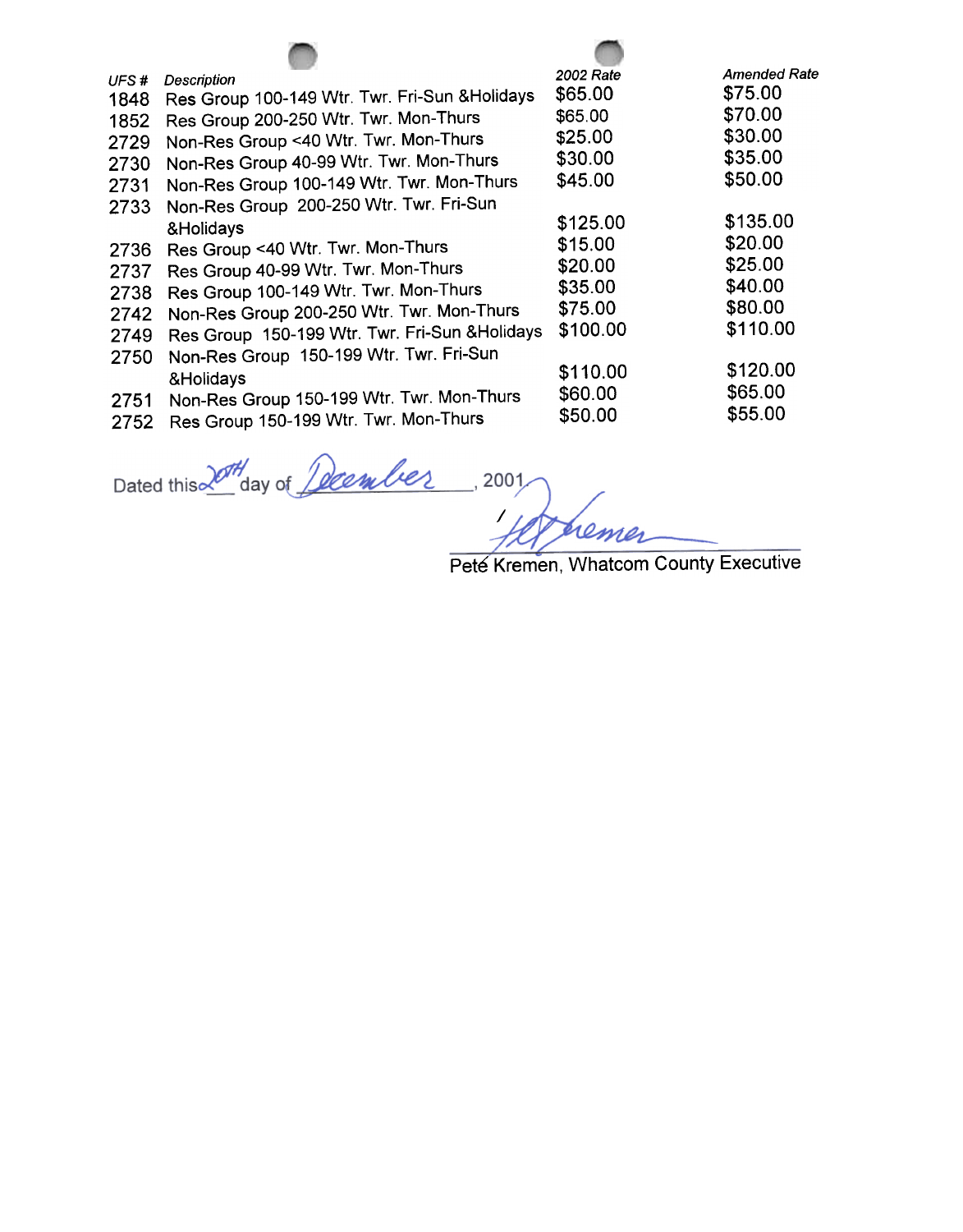| UFS # | Description | 2002 Rate | Amended Rate |
|---|---|---|---|
| 1848 | Res Group 100-149 Wtr. Twr. Fri-Sun &Holidays | $65.00 | $75.00 |
| 1852 | Res Group 200-250 Wtr. Twr. Mon-Thurs | $65.00 | $70.00 |
| 2729 | Non-Res Group <40 Wtr. Twr. Mon-Thurs | $25.00 | $30.00 |
| 2730 | Non-Res Group 40-99 Wtr. Twr. Mon-Thurs | $30.00 | $35.00 |
| 2731 | Non-Res Group 100-149 Wtr. Twr. Mon-Thurs | $45.00 | $50.00 |
| 2733 | Non-Res Group 200-250 Wtr. Twr. Fri-Sun &Holidays | $125.00 | $135.00 |
| 2736 | Res Group <40 Wtr. Twr. Mon-Thurs | $15.00 | $20.00 |
| 2737 | Res Group 40-99 Wtr. Twr. Mon-Thurs | $20.00 | $25.00 |
| 2738 | Res Group 100-149 Wtr. Twr. Mon-Thurs | $35.00 | $40.00 |
| 2742 | Non-Res Group 200-250 Wtr. Twr. Mon-Thurs | $75.00 | $80.00 |
| 2749 | Res Group 150-199 Wtr. Twr. Fri-Sun &Holidays | $100.00 | $110.00 |
| 2750 | Non-Res Group 150-199 Wtr. Twr. Fri-Sun &Holidays | $110.00 | $120.00 |
| 2751 | Non-Res Group 150-199 Wtr. Twr. Mon-Thurs | $60.00 | $65.00 |
| 2752 | Res Group 150-199 Wtr. Twr. Mon-Thurs | $50.00 | $55.00 |

Dated this 20TH day of December, 2001

Pete Kremen

Peté Kremen, Whatcom County Executive